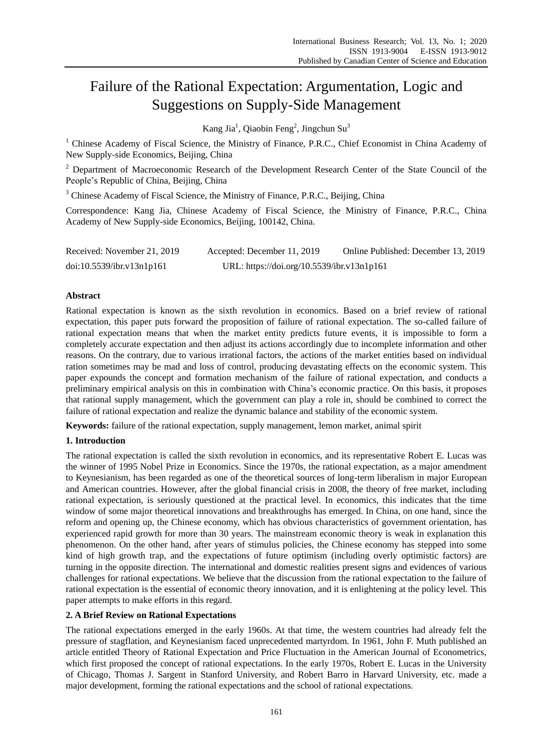# Failure of the Rational Expectation: Argumentation, Logic and Suggestions on Supply-Side Management

Kang Jia[1], Qiaobin Feng[2], Jingchun Su[3]

[1] Chinese Academy of Fiscal Science, the Ministry of Finance, P.R.C., Chief Economist in China Academy of New Supply-side Economics, Beijing, China

[2] Department of Macroeconomic Research of the Development Research Center of the State Council of the People's Republic of China, Beijing, China

[3] Chinese Academy of Fiscal Science, the Ministry of Finance, P.R.C., Beijing, China

Correspondence: Kang Jia, Chinese Academy of Fiscal Science, the Ministry of Finance, P.R.C., China Academy of New Supply-side Economics, Beijing, 100142, China.

Received: November 21, 2019    Accepted: December 11, 2019    Online Published: December 13, 2019

doi:10.5539/ibr.v13n1p161    URL: https://doi.org/10.5539/ibr.v13n1p161

## Abstract

Rational expectation is known as the sixth revolution in economics. Based on a brief review of rational expectation, this paper puts forward the proposition of failure of rational expectation. The so-called failure of rational expectation means that when the market entity predicts future events, it is impossible to form a completely accurate expectation and then adjust its actions accordingly due to incomplete information and other reasons. On the contrary, due to various irrational factors, the actions of the market entities based on individual ration sometimes may be mad and loss of control, producing devastating effects on the economic system. This paper expounds the concept and formation mechanism of the failure of rational expectation, and conducts a preliminary empirical analysis on this in combination with China's economic practice. On this basis, it proposes that rational supply management, which the government can play a role in, should be combined to correct the failure of rational expectation and realize the dynamic balance and stability of the economic system.

**Keywords:** failure of the rational expectation, supply management, lemon market, animal spirit

## 1. Introduction

The rational expectation is called the sixth revolution in economics, and its representative Robert E. Lucas was the winner of 1995 Nobel Prize in Economics. Since the 1970s, the rational expectation, as a major amendment to Keynesianism, has been regarded as one of the theoretical sources of long-term liberalism in major European and American countries. However, after the global financial crisis in 2008, the theory of free market, including rational expectation, is seriously questioned at the practical level. In economics, this indicates that the time window of some major theoretical innovations and breakthroughs has emerged. In China, on one hand, since the reform and opening up, the Chinese economy, which has obvious characteristics of government orientation, has experienced rapid growth for more than 30 years. The mainstream economic theory is weak in explanation this phenomenon. On the other hand, after years of stimulus policies, the Chinese economy has stepped into some kind of high growth trap, and the expectations of future optimism (including overly optimistic factors) are turning in the opposite direction. The international and domestic realities present signs and evidences of various challenges for rational expectations. We believe that the discussion from the rational expectation to the failure of rational expectation is the essential of economic theory innovation, and it is enlightening at the policy level. This paper attempts to make efforts in this regard.

## 2. A Brief Review on Rational Expectations

The rational expectations emerged in the early 1960s. At that time, the western countries had already felt the pressure of stagflation, and Keynesianism faced unprecedented martyrdom. In 1961, John F. Muth published an article entitled Theory of Rational Expectation and Price Fluctuation in the American Journal of Econometrics, which first proposed the concept of rational expectations. In the early 1970s, Robert E. Lucas in the University of Chicago, Thomas J. Sargent in Stanford University, and Robert Barro in Harvard University, etc. made a major development, forming the rational expectations and the school of rational expectations.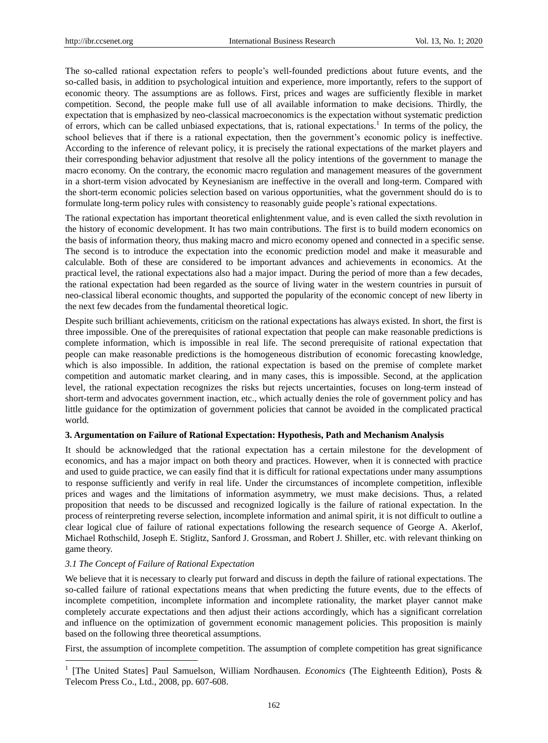The so-called rational expectation refers to people's well-founded predictions about future events, and the so-called basis, in addition to psychological intuition and experience, more importantly, refers to the support of economic theory. The assumptions are as follows. First, prices and wages are sufficiently flexible in market competition. Second, the people make full use of all available information to make decisions. Thirdly, the expectation that is emphasized by neo-classical macroeconomics is the expectation without systematic prediction of errors, which can be called unbiased expectations, that is, rational expectations.[1] In terms of the policy, the school believes that if there is a rational expectation, then the government's economic policy is ineffective. According to the inference of relevant policy, it is precisely the rational expectations of the market players and their corresponding behavior adjustment that resolve all the policy intentions of the government to manage the macro economy. On the contrary, the economic macro regulation and management measures of the government in a short-term vision advocated by Keynesianism are ineffective in the overall and long-term. Compared with the short-term economic policies selection based on various opportunities, what the government should do is to formulate long-term policy rules with consistency to reasonably guide people's rational expectations.

The rational expectation has important theoretical enlightenment value, and is even called the sixth revolution in the history of economic development. It has two main contributions. The first is to build modern economics on the basis of information theory, thus making macro and micro economy opened and connected in a specific sense. The second is to introduce the expectation into the economic prediction model and make it measurable and calculable. Both of these are considered to be important advances and achievements in economics. At the practical level, the rational expectations also had a major impact. During the period of more than a few decades, the rational expectation had been regarded as the source of living water in the western countries in pursuit of neo-classical liberal economic thoughts, and supported the popularity of the economic concept of new liberty in the next few decades from the fundamental theoretical logic.

Despite such brilliant achievements, criticism on the rational expectations has always existed. In short, the first is three impossible. One of the prerequisites of rational expectation that people can make reasonable predictions is complete information, which is impossible in real life. The second prerequisite of rational expectation that people can make reasonable predictions is the homogeneous distribution of economic forecasting knowledge, which is also impossible. In addition, the rational expectation is based on the premise of complete market competition and automatic market clearing, and in many cases, this is impossible. Second, at the application level, the rational expectation recognizes the risks but rejects uncertainties, focuses on long-term instead of short-term and advocates government inaction, etc., which actually denies the role of government policy and has little guidance for the optimization of government policies that cannot be avoided in the complicated practical world.

## 3. Argumentation on Failure of Rational Expectation: Hypothesis, Path and Mechanism Analysis

It should be acknowledged that the rational expectation has a certain milestone for the development of economics, and has a major impact on both theory and practices. However, when it is connected with practice and used to guide practice, we can easily find that it is difficult for rational expectations under many assumptions to response sufficiently and verify in real life. Under the circumstances of incomplete competition, inflexible prices and wages and the limitations of information asymmetry, we must make decisions. Thus, a related proposition that needs to be discussed and recognized logically is the failure of rational expectation. In the process of reinterpreting reverse selection, incomplete information and animal spirit, it is not difficult to outline a clear logical clue of failure of rational expectations following the research sequence of George A. Akerlof, Michael Rothschild, Joseph E. Stiglitz, Sanford J. Grossman, and Robert J. Shiller, etc. with relevant thinking on game theory.

### *3.1 The Concept of Failure of Rational Expectation*

We believe that it is necessary to clearly put forward and discuss in depth the failure of rational expectations. The so-called failure of rational expectations means that when predicting the future events, due to the effects of incomplete competition, incomplete information and incomplete rationality, the market player cannot make completely accurate expectations and then adjust their actions accordingly, which has a significant correlation and influence on the optimization of government economic management policies. This proposition is mainly based on the following three theoretical assumptions.

First, the assumption of incomplete competition. The assumption of complete competition has great significance

---

[1] [The United States] Paul Samuelson, William Nordhausen. *Economics* (The Eighteenth Edition), Posts & Telecom Press Co., Ltd., 2008, pp. 607-608.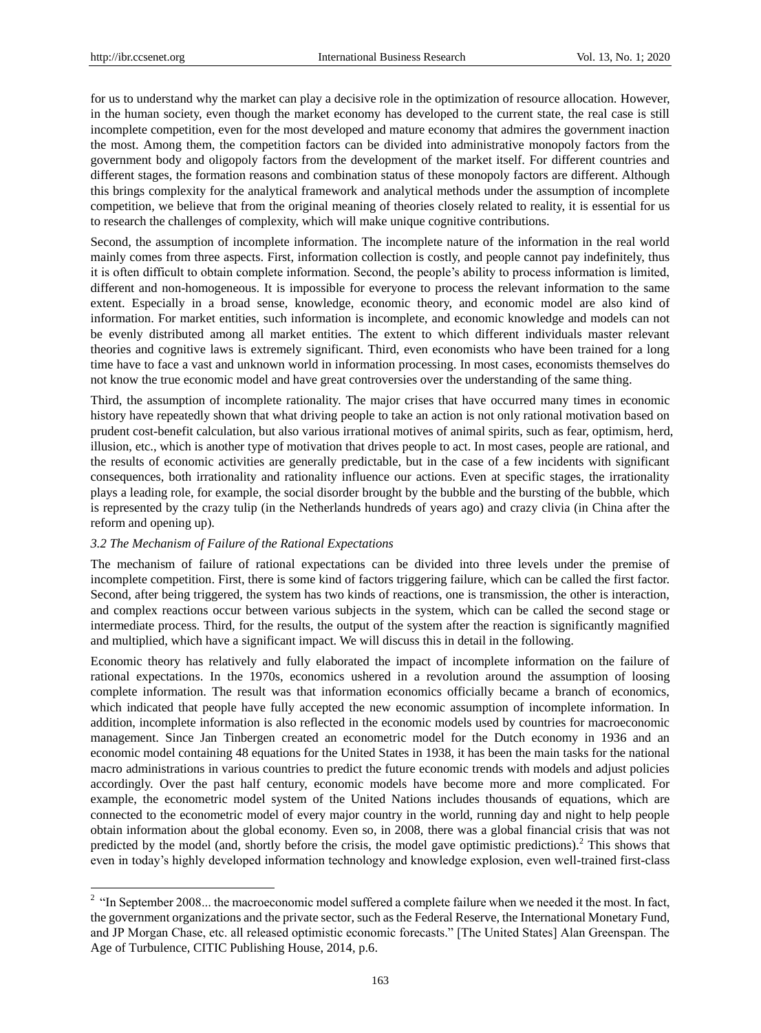for us to understand why the market can play a decisive role in the optimization of resource allocation. However, in the human society, even though the market economy has developed to the current state, the real case is still incomplete competition, even for the most developed and mature economy that admires the government inaction the most. Among them, the competition factors can be divided into administrative monopoly factors from the government body and oligopoly factors from the development of the market itself. For different countries and different stages, the formation reasons and combination status of these monopoly factors are different. Although this brings complexity for the analytical framework and analytical methods under the assumption of incomplete competition, we believe that from the original meaning of theories closely related to reality, it is essential for us to research the challenges of complexity, which will make unique cognitive contributions.

Second, the assumption of incomplete information. The incomplete nature of the information in the real world mainly comes from three aspects. First, information collection is costly, and people cannot pay indefinitely, thus it is often difficult to obtain complete information. Second, the people's ability to process information is limited, different and non-homogeneous. It is impossible for everyone to process the relevant information to the same extent. Especially in a broad sense, knowledge, economic theory, and economic model are also kind of information. For market entities, such information is incomplete, and economic knowledge and models can not be evenly distributed among all market entities. The extent to which different individuals master relevant theories and cognitive laws is extremely significant. Third, even economists who have been trained for a long time have to face a vast and unknown world in information processing. In most cases, economists themselves do not know the true economic model and have great controversies over the understanding of the same thing.

Third, the assumption of incomplete rationality. The major crises that have occurred many times in economic history have repeatedly shown that what driving people to take an action is not only rational motivation based on prudent cost-benefit calculation, but also various irrational motives of animal spirits, such as fear, optimism, herd, illusion, etc., which is another type of motivation that drives people to act. In most cases, people are rational, and the results of economic activities are generally predictable, but in the case of a few incidents with significant consequences, both irrationality and rationality influence our actions. Even at specific stages, the irrationality plays a leading role, for example, the social disorder brought by the bubble and the bursting of the bubble, which is represented by the crazy tulip (in the Netherlands hundreds of years ago) and crazy clivia (in China after the reform and opening up).

### *3.2 The Mechanism of Failure of the Rational Expectations*

The mechanism of failure of rational expectations can be divided into three levels under the premise of incomplete competition. First, there is some kind of factors triggering failure, which can be called the first factor. Second, after being triggered, the system has two kinds of reactions, one is transmission, the other is interaction, and complex reactions occur between various subjects in the system, which can be called the second stage or intermediate process. Third, for the results, the output of the system after the reaction is significantly magnified and multiplied, which have a significant impact. We will discuss this in detail in the following.

Economic theory has relatively and fully elaborated the impact of incomplete information on the failure of rational expectations. In the 1970s, economics ushered in a revolution around the assumption of loosing complete information. The result was that information economics officially became a branch of economics, which indicated that people have fully accepted the new economic assumption of incomplete information. In addition, incomplete information is also reflected in the economic models used by countries for macroeconomic management. Since Jan Tinbergen created an econometric model for the Dutch economy in 1936 and an economic model containing 48 equations for the United States in 1938, it has been the main tasks for the national macro administrations in various countries to predict the future economic trends with models and adjust policies accordingly. Over the past half century, economic models have become more and more complicated. For example, the econometric model system of the United Nations includes thousands of equations, which are connected to the econometric model of every major country in the world, running day and night to help people obtain information about the global economy. Even so, in 2008, there was a global financial crisis that was not predicted by the model (and, shortly before the crisis, the model gave optimistic predictions).[2] This shows that even in today's highly developed information technology and knowledge explosion, even well-trained first-class

---

[2] "In September 2008... the macroeconomic model suffered a complete failure when we needed it the most. In fact, the government organizations and the private sector, such as the Federal Reserve, the International Monetary Fund, and JP Morgan Chase, etc. all released optimistic economic forecasts." [The United States] Alan Greenspan. The Age of Turbulence, CITIC Publishing House, 2014, p.6.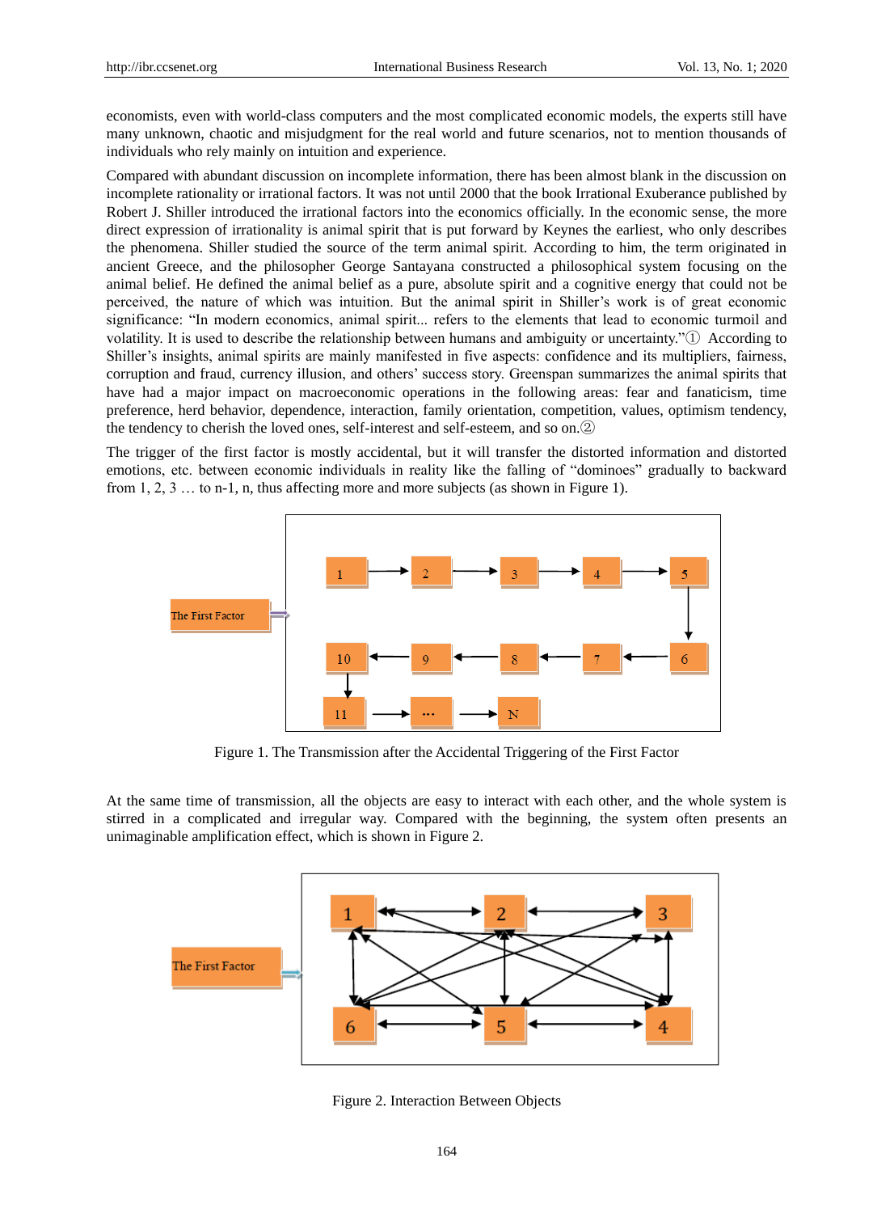economists, even with world-class computers and the most complicated economic models, the experts still have many unknown, chaotic and misjudgment for the real world and future scenarios, not to mention thousands of individuals who rely mainly on intuition and experience.

Compared with abundant discussion on incomplete information, there has been almost blank in the discussion on incomplete rationality or irrational factors. It was not until 2000 that the book Irrational Exuberance published by Robert J. Shiller introduced the irrational factors into the economics officially. In the economic sense, the more direct expression of irrationality is animal spirit that is put forward by Keynes the earliest, who only describes the phenomena. Shiller studied the source of the term animal spirit. According to him, the term originated in ancient Greece, and the philosopher George Santayana constructed a philosophical system focusing on the animal belief. He defined the animal belief as a pure, absolute spirit and a cognitive energy that could not be perceived, the nature of which was intuition. But the animal spirit in Shiller's work is of great economic significance: "In modern economics, animal spirit... refers to the elements that lead to economic turmoil and volatility. It is used to describe the relationship between humans and ambiguity or uncertainty."① According to Shiller's insights, animal spirits are mainly manifested in five aspects: confidence and its multipliers, fairness, corruption and fraud, currency illusion, and others' success story. Greenspan summarizes the animal spirits that have had a major impact on macroeconomic operations in the following areas: fear and fanaticism, time preference, herd behavior, dependence, interaction, family orientation, competition, values, optimism tendency, the tendency to cherish the loved ones, self-interest and self-esteem, and so on.②

The trigger of the first factor is mostly accidental, but it will transfer the distorted information and distorted emotions, etc. between economic individuals in reality like the falling of "dominoes" gradually to backward from 1, 2, 3 … to n-1, n, thus affecting more and more subjects (as shown in Figure 1).

Figure 1. The Transmission after the Accidental Triggering of the First Factor

At the same time of transmission, all the objects are easy to interact with each other, and the whole system is stirred in a complicated and irregular way. Compared with the beginning, the system often presents an unimaginable amplification effect, which is shown in Figure 2.

Figure 2. Interaction Between Objects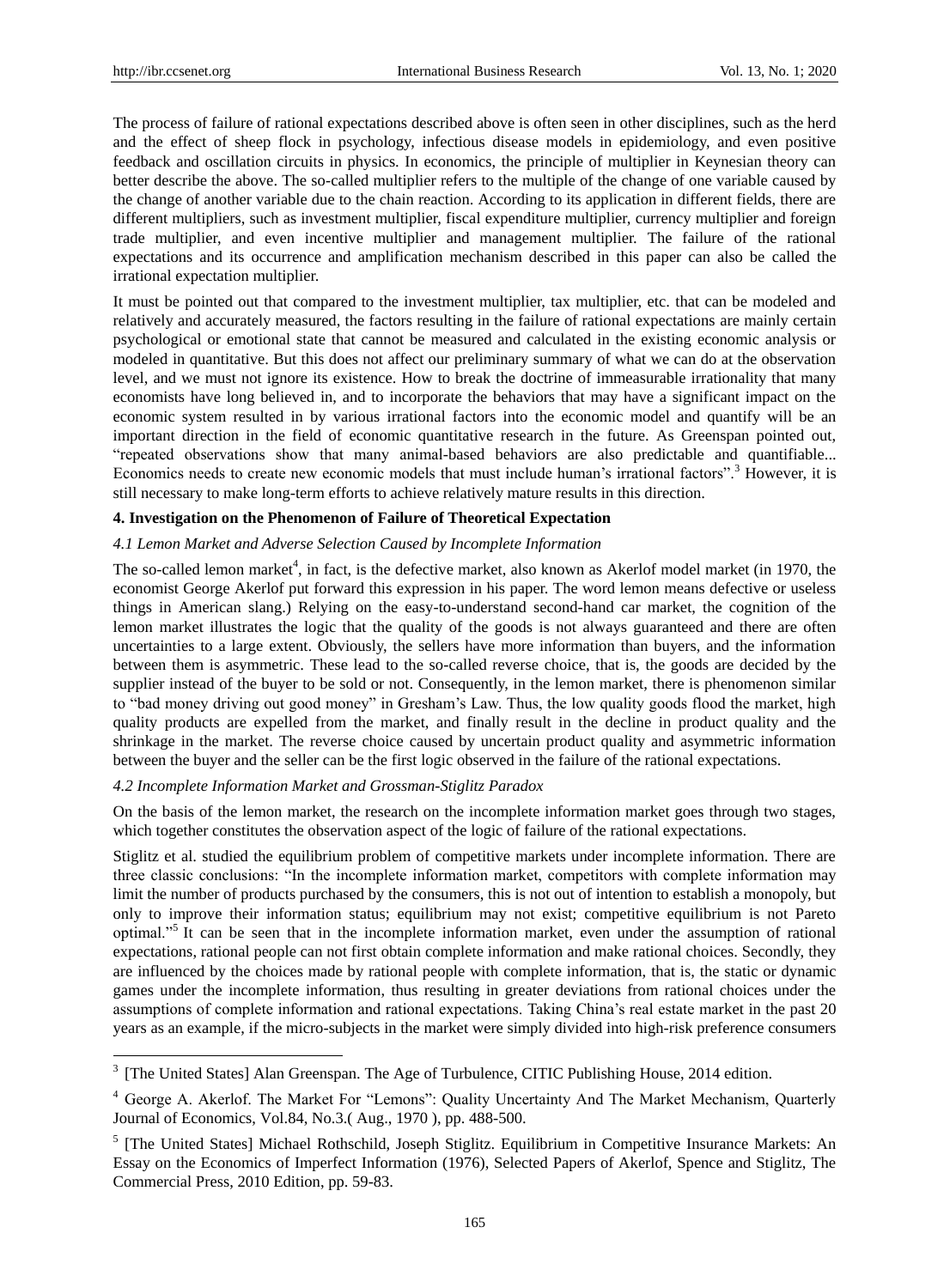The process of failure of rational expectations described above is often seen in other disciplines, such as the herd and the effect of sheep flock in psychology, infectious disease models in epidemiology, and even positive feedback and oscillation circuits in physics. In economics, the principle of multiplier in Keynesian theory can better describe the above. The so-called multiplier refers to the multiple of the change of one variable caused by the change of another variable due to the chain reaction. According to its application in different fields, there are different multipliers, such as investment multiplier, fiscal expenditure multiplier, currency multiplier and foreign trade multiplier, and even incentive multiplier and management multiplier. The failure of the rational expectations and its occurrence and amplification mechanism described in this paper can also be called the irrational expectation multiplier.

It must be pointed out that compared to the investment multiplier, tax multiplier, etc. that can be modeled and relatively and accurately measured, the factors resulting in the failure of rational expectations are mainly certain psychological or emotional state that cannot be measured and calculated in the existing economic analysis or modeled in quantitative. But this does not affect our preliminary summary of what we can do at the observation level, and we must not ignore its existence. How to break the doctrine of immeasurable irrationality that many economists have long believed in, and to incorporate the behaviors that may have a significant impact on the economic system resulted in by various irrational factors into the economic model and quantify will be an important direction in the field of economic quantitative research in the future. As Greenspan pointed out, "repeated observations show that many animal-based behaviors are also predictable and quantifiable... Economics needs to create new economic models that must include human's irrational factors".[3] However, it is still necessary to make long-term efforts to achieve relatively mature results in this direction.

## 4. Investigation on the Phenomenon of Failure of Theoretical Expectation

### *4.1 Lemon Market and Adverse Selection Caused by Incomplete Information*

The so-called lemon market[4], in fact, is the defective market, also known as Akerlof model market (in 1970, the economist George Akerlof put forward this expression in his paper. The word lemon means defective or useless things in American slang.) Relying on the easy-to-understand second-hand car market, the cognition of the lemon market illustrates the logic that the quality of the goods is not always guaranteed and there are often uncertainties to a large extent. Obviously, the sellers have more information than buyers, and the information between them is asymmetric. These lead to the so-called reverse choice, that is, the goods are decided by the supplier instead of the buyer to be sold or not. Consequently, in the lemon market, there is phenomenon similar to "bad money driving out good money" in Gresham's Law. Thus, the low quality goods flood the market, high quality products are expelled from the market, and finally result in the decline in product quality and the shrinkage in the market. The reverse choice caused by uncertain product quality and asymmetric information between the buyer and the seller can be the first logic observed in the failure of the rational expectations.

### *4.2 Incomplete Information Market and Grossman-Stiglitz Paradox*

On the basis of the lemon market, the research on the incomplete information market goes through two stages, which together constitutes the observation aspect of the logic of failure of the rational expectations.

Stiglitz et al. studied the equilibrium problem of competitive markets under incomplete information. There are three classic conclusions: "In the incomplete information market, competitors with complete information may limit the number of products purchased by the consumers, this is not out of intention to establish a monopoly, but only to improve their information status; equilibrium may not exist; competitive equilibrium is not Pareto optimal."[5] It can be seen that in the incomplete information market, even under the assumption of rational expectations, rational people can not first obtain complete information and make rational choices. Secondly, they are influenced by the choices made by rational people with complete information, that is, the static or dynamic games under the incomplete information, thus resulting in greater deviations from rational choices under the assumptions of complete information and rational expectations. Taking China's real estate market in the past 20 years as an example, if the micro-subjects in the market were simply divided into high-risk preference consumers

---

[3] [The United States] Alan Greenspan. The Age of Turbulence, CITIC Publishing House, 2014 edition.

[4] George A. Akerlof. The Market For "Lemons": Quality Uncertainty And The Market Mechanism, Quarterly Journal of Economics, Vol.84, No.3.( Aug., 1970 ), pp. 488-500.

[5] [The United States] Michael Rothschild, Joseph Stiglitz. Equilibrium in Competitive Insurance Markets: An Essay on the Economics of Imperfect Information (1976), Selected Papers of Akerlof, Spence and Stiglitz, The Commercial Press, 2010 Edition, pp. 59-83.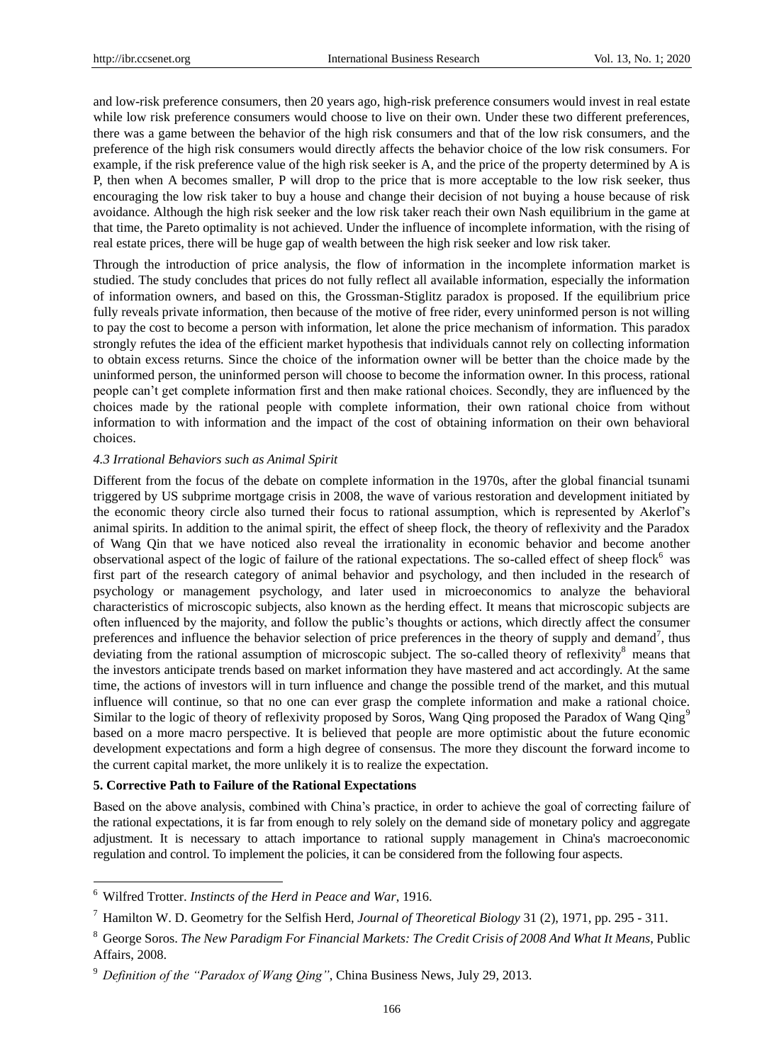and low-risk preference consumers, then 20 years ago, high-risk preference consumers would invest in real estate while low risk preference consumers would choose to live on their own. Under these two different preferences, there was a game between the behavior of the high risk consumers and that of the low risk consumers, and the preference of the high risk consumers would directly affects the behavior choice of the low risk consumers. For example, if the risk preference value of the high risk seeker is A, and the price of the property determined by A is P, then when A becomes smaller, P will drop to the price that is more acceptable to the low risk seeker, thus encouraging the low risk taker to buy a house and change their decision of not buying a house because of risk avoidance. Although the high risk seeker and the low risk taker reach their own Nash equilibrium in the game at that time, the Pareto optimality is not achieved. Under the influence of incomplete information, with the rising of real estate prices, there will be huge gap of wealth between the high risk seeker and low risk taker.

Through the introduction of price analysis, the flow of information in the incomplete information market is studied. The study concludes that prices do not fully reflect all available information, especially the information of information owners, and based on this, the Grossman-Stiglitz paradox is proposed. If the equilibrium price fully reveals private information, then because of the motive of free rider, every uninformed person is not willing to pay the cost to become a person with information, let alone the price mechanism of information. This paradox strongly refutes the idea of the efficient market hypothesis that individuals cannot rely on collecting information to obtain excess returns. Since the choice of the information owner will be better than the choice made by the uninformed person, the uninformed person will choose to become the information owner. In this process, rational people can't get complete information first and then make rational choices. Secondly, they are influenced by the choices made by the rational people with complete information, their own rational choice from without information to with information and the impact of the cost of obtaining information on their own behavioral choices.

### *4.3 Irrational Behaviors such as Animal Spirit*

Different from the focus of the debate on complete information in the 1970s, after the global financial tsunami triggered by US subprime mortgage crisis in 2008, the wave of various restoration and development initiated by the economic theory circle also turned their focus to rational assumption, which is represented by Akerlof's animal spirits. In addition to the animal spirit, the effect of sheep flock, the theory of reflexivity and the Paradox of Wang Qin that we have noticed also reveal the irrationality in economic behavior and become another observational aspect of the logic of failure of the rational expectations. The so-called effect of sheep flock[6] was first part of the research category of animal behavior and psychology, and then included in the research of psychology or management psychology, and later used in microeconomics to analyze the behavioral characteristics of microscopic subjects, also known as the herding effect. It means that microscopic subjects are often influenced by the majority, and follow the public's thoughts or actions, which directly affect the consumer preferences and influence the behavior selection of price preferences in the theory of supply and demand[7], thus deviating from the rational assumption of microscopic subject. The so-called theory of reflexivity[8] means that the investors anticipate trends based on market information they have mastered and act accordingly. At the same time, the actions of investors will in turn influence and change the possible trend of the market, and this mutual influence will continue, so that no one can ever grasp the complete information and make a rational choice. Similar to the logic of theory of reflexivity proposed by Soros, Wang Qing proposed the Paradox of Wang Qing[9] based on a more macro perspective. It is believed that people are more optimistic about the future economic development expectations and form a high degree of consensus. The more they discount the forward income to the current capital market, the more unlikely it is to realize the expectation.

## 5. Corrective Path to Failure of the Rational Expectations

Based on the above analysis, combined with China's practice, in order to achieve the goal of correcting failure of the rational expectations, it is far from enough to rely solely on the demand side of monetary policy and aggregate adjustment. It is necessary to attach importance to rational supply management in China's macroeconomic regulation and control. To implement the policies, it can be considered from the following four aspects.

---

[6] Wilfred Trotter. *Instincts of the Herd in Peace and War*, 1916.

[7] Hamilton W. D. Geometry for the Selfish Herd, *Journal of Theoretical Biology* 31 (2), 1971, pp. 295 - 311.

[8] George Soros. *The New Paradigm For Financial Markets: The Credit Crisis of 2008 And What It Means*, Public Affairs, 2008.

[9] *Definition of the "Paradox of Wang Qing"*, China Business News, July 29, 2013.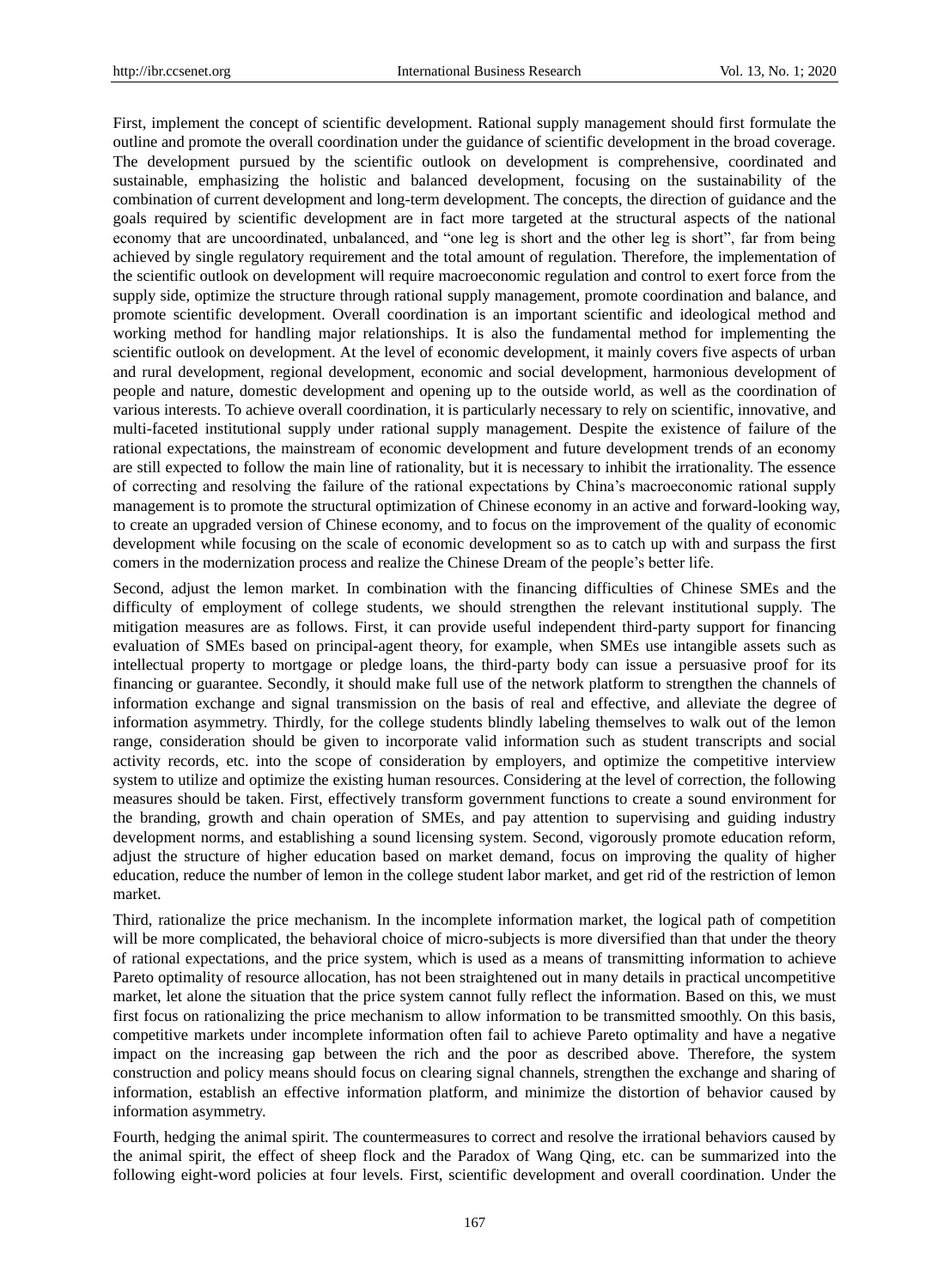First, implement the concept of scientific development. Rational supply management should first formulate the outline and promote the overall coordination under the guidance of scientific development in the broad coverage. The development pursued by the scientific outlook on development is comprehensive, coordinated and sustainable, emphasizing the holistic and balanced development, focusing on the sustainability of the combination of current development and long-term development. The concepts, the direction of guidance and the goals required by scientific development are in fact more targeted at the structural aspects of the national economy that are uncoordinated, unbalanced, and "one leg is short and the other leg is short", far from being achieved by single regulatory requirement and the total amount of regulation. Therefore, the implementation of the scientific outlook on development will require macroeconomic regulation and control to exert force from the supply side, optimize the structure through rational supply management, promote coordination and balance, and promote scientific development. Overall coordination is an important scientific and ideological method and working method for handling major relationships. It is also the fundamental method for implementing the scientific outlook on development. At the level of economic development, it mainly covers five aspects of urban and rural development, regional development, economic and social development, harmonious development of people and nature, domestic development and opening up to the outside world, as well as the coordination of various interests. To achieve overall coordination, it is particularly necessary to rely on scientific, innovative, and multi-faceted institutional supply under rational supply management. Despite the existence of failure of the rational expectations, the mainstream of economic development and future development trends of an economy are still expected to follow the main line of rationality, but it is necessary to inhibit the irrationality. The essence of correcting and resolving the failure of the rational expectations by China's macroeconomic rational supply management is to promote the structural optimization of Chinese economy in an active and forward-looking way, to create an upgraded version of Chinese economy, and to focus on the improvement of the quality of economic development while focusing on the scale of economic development so as to catch up with and surpass the first comers in the modernization process and realize the Chinese Dream of the people's better life.

Second, adjust the lemon market. In combination with the financing difficulties of Chinese SMEs and the difficulty of employment of college students, we should strengthen the relevant institutional supply. The mitigation measures are as follows. First, it can provide useful independent third-party support for financing evaluation of SMEs based on principal-agent theory, for example, when SMEs use intangible assets such as intellectual property to mortgage or pledge loans, the third-party body can issue a persuasive proof for its financing or guarantee. Secondly, it should make full use of the network platform to strengthen the channels of information exchange and signal transmission on the basis of real and effective, and alleviate the degree of information asymmetry. Thirdly, for the college students blindly labeling themselves to walk out of the lemon range, consideration should be given to incorporate valid information such as student transcripts and social activity records, etc. into the scope of consideration by employers, and optimize the competitive interview system to utilize and optimize the existing human resources. Considering at the level of correction, the following measures should be taken. First, effectively transform government functions to create a sound environment for the branding, growth and chain operation of SMEs, and pay attention to supervising and guiding industry development norms, and establishing a sound licensing system. Second, vigorously promote education reform, adjust the structure of higher education based on market demand, focus on improving the quality of higher education, reduce the number of lemon in the college student labor market, and get rid of the restriction of lemon market.

Third, rationalize the price mechanism. In the incomplete information market, the logical path of competition will be more complicated, the behavioral choice of micro-subjects is more diversified than that under the theory of rational expectations, and the price system, which is used as a means of transmitting information to achieve Pareto optimality of resource allocation, has not been straightened out in many details in practical uncompetitive market, let alone the situation that the price system cannot fully reflect the information. Based on this, we must first focus on rationalizing the price mechanism to allow information to be transmitted smoothly. On this basis, competitive markets under incomplete information often fail to achieve Pareto optimality and have a negative impact on the increasing gap between the rich and the poor as described above. Therefore, the system construction and policy means should focus on clearing signal channels, strengthen the exchange and sharing of information, establish an effective information platform, and minimize the distortion of behavior caused by information asymmetry.

Fourth, hedging the animal spirit. The countermeasures to correct and resolve the irrational behaviors caused by the animal spirit, the effect of sheep flock and the Paradox of Wang Qing, etc. can be summarized into the following eight-word policies at four levels. First, scientific development and overall coordination. Under the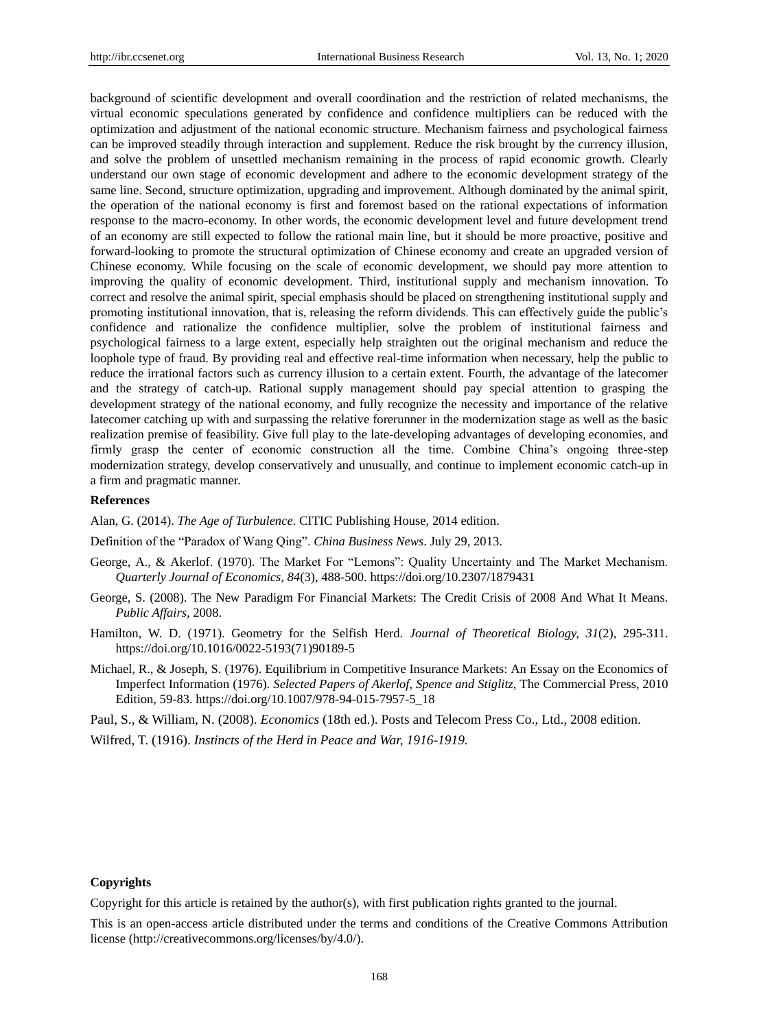background of scientific development and overall coordination and the restriction of related mechanisms, the virtual economic speculations generated by confidence and confidence multipliers can be reduced with the optimization and adjustment of the national economic structure. Mechanism fairness and psychological fairness can be improved steadily through interaction and supplement. Reduce the risk brought by the currency illusion, and solve the problem of unsettled mechanism remaining in the process of rapid economic growth. Clearly understand our own stage of economic development and adhere to the economic development strategy of the same line. Second, structure optimization, upgrading and improvement. Although dominated by the animal spirit, the operation of the national economy is first and foremost based on the rational expectations of information response to the macro-economy. In other words, the economic development level and future development trend of an economy are still expected to follow the rational main line, but it should be more proactive, positive and forward-looking to promote the structural optimization of Chinese economy and create an upgraded version of Chinese economy. While focusing on the scale of economic development, we should pay more attention to improving the quality of economic development. Third, institutional supply and mechanism innovation. To correct and resolve the animal spirit, special emphasis should be placed on strengthening institutional supply and promoting institutional innovation, that is, releasing the reform dividends. This can effectively guide the public's confidence and rationalize the confidence multiplier, solve the problem of institutional fairness and psychological fairness to a large extent, especially help straighten out the original mechanism and reduce the loophole type of fraud. By providing real and effective real-time information when necessary, help the public to reduce the irrational factors such as currency illusion to a certain extent. Fourth, the advantage of the latecomer and the strategy of catch-up. Rational supply management should pay special attention to grasping the development strategy of the national economy, and fully recognize the necessity and importance of the relative latecomer catching up with and surpassing the relative forerunner in the modernization stage as well as the basic realization premise of feasibility. Give full play to the late-developing advantages of developing economies, and firmly grasp the center of economic construction all the time. Combine China's ongoing three-step modernization strategy, develop conservatively and unusually, and continue to implement economic catch-up in a firm and pragmatic manner.

## References

Alan, G. (2014). *The Age of Turbulence*. CITIC Publishing House, 2014 edition.

Definition of the "Paradox of Wang Qing". *China Business News*. July 29, 2013.

George, A., & Akerlof. (1970). The Market For "Lemons": Quality Uncertainty and The Market Mechanism. *Quarterly Journal of Economics, 84*(3), 488-500. https://doi.org/10.2307/1879431

George, S. (2008). The New Paradigm For Financial Markets: The Credit Crisis of 2008 And What It Means. *Public Affairs,* 2008.

Hamilton, W. D. (1971). Geometry for the Selfish Herd. *Journal of Theoretical Biology, 31*(2), 295-311. https://doi.org/10.1016/0022-5193(71)90189-5

Michael, R., & Joseph, S. (1976). Equilibrium in Competitive Insurance Markets: An Essay on the Economics of Imperfect Information (1976). *Selected Papers of Akerlof, Spence and Stiglitz*, The Commercial Press, 2010 Edition, 59-83. https://doi.org/10.1007/978-94-015-7957-5_18

Paul, S., & William, N. (2008). *Economics* (18th ed.). Posts and Telecom Press Co., Ltd., 2008 edition.

Wilfred, T. (1916). *Instincts of the Herd in Peace and War, 1916-1919.*

## Copyrights

Copyright for this article is retained by the author(s), with first publication rights granted to the journal.

This is an open-access article distributed under the terms and conditions of the Creative Commons Attribution license (http://creativecommons.org/licenses/by/4.0/).